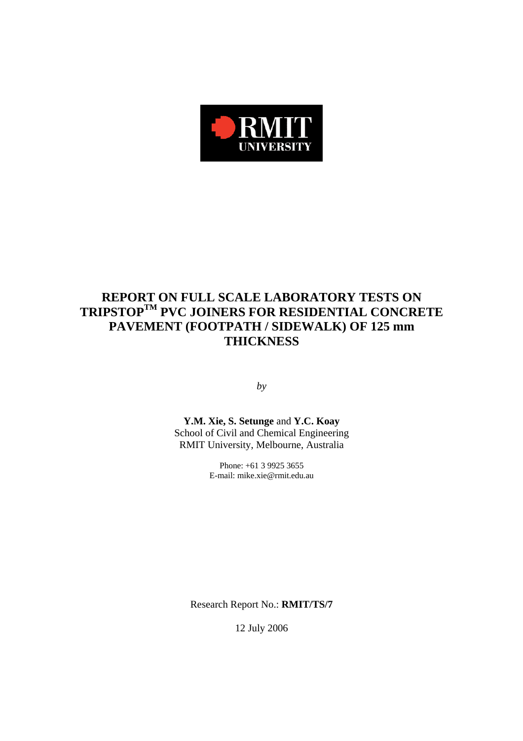RMIT UNIVERSITY

# REPORT ON FULL SCALE LABORATORY TESTS ON TRIPSTOP™ PVC JOINERS FOR RESIDENTIAL CONCRETE PAVEMENT (FOOTPATH / SIDEWALK) OF 125 mm THICKNESS

*by*

**Y.M. Xie, S. Setunge** and **Y.C. Koay**
School of Civil and Chemical Engineering
RMIT University, Melbourne, Australia

Phone: +61 3 9925 3655
E-mail: mike.xie@rmit.edu.au

Research Report No.: **RMIT/TS/7**

12 July 2006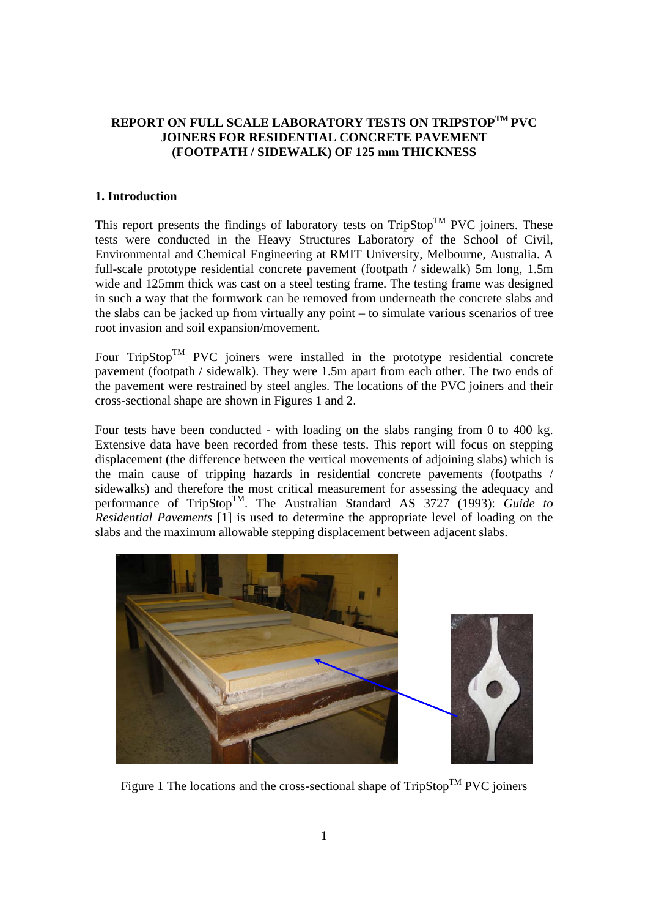**REPORT ON FULL SCALE LABORATORY TESTS ON TRIPSTOP$^{TM}$ PVC JOINERS FOR RESIDENTIAL CONCRETE PAVEMENT (FOOTPATH / SIDEWALK) OF 125 mm THICKNESS**

## 1. Introduction

This report presents the findings of laboratory tests on TripStop$^{TM}$ PVC joiners. These tests were conducted in the Heavy Structures Laboratory of the School of Civil, Environmental and Chemical Engineering at RMIT University, Melbourne, Australia. A full-scale prototype residential concrete pavement (footpath / sidewalk) 5m long, 1.5m wide and 125mm thick was cast on a steel testing frame. The testing frame was designed in such a way that the formwork can be removed from underneath the concrete slabs and the slabs can be jacked up from virtually any point – to simulate various scenarios of tree root invasion and soil expansion/movement.

Four TripStop$^{TM}$ PVC joiners were installed in the prototype residential concrete pavement (footpath / sidewalk). They were 1.5m apart from each other. The two ends of the pavement were restrained by steel angles. The locations of the PVC joiners and their cross-sectional shape are shown in Figures 1 and 2.

Four tests have been conducted - with loading on the slabs ranging from 0 to 400 kg. Extensive data have been recorded from these tests. This report will focus on stepping displacement (the difference between the vertical movements of adjoining slabs) which is the main cause of tripping hazards in residential concrete pavements (footpaths / sidewalks) and therefore the most critical measurement for assessing the adequacy and performance of TripStop$^{TM}$. The Australian Standard AS 3727 (1993): *Guide to Residential Pavements* [1] is used to determine the appropriate level of loading on the slabs and the maximum allowable stepping displacement between adjacent slabs.

Figure 1 The locations and the cross-sectional shape of TripStop$^{TM}$ PVC joiners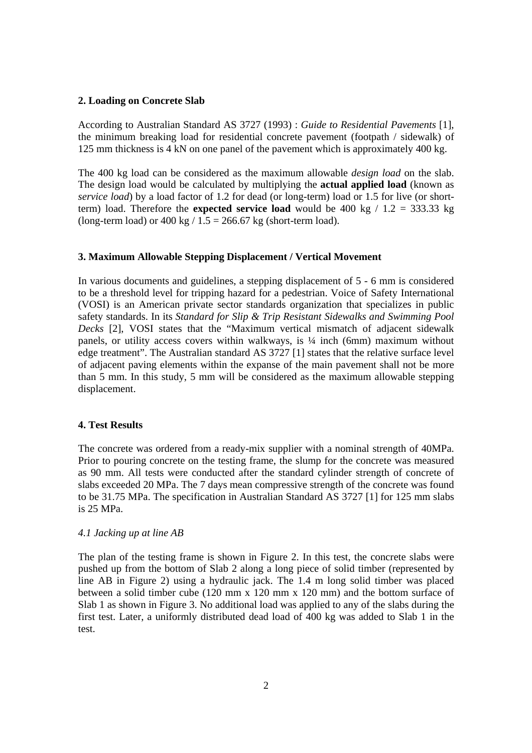## 2. Loading on Concrete Slab

According to Australian Standard AS 3727 (1993) : *Guide to Residential Pavements* [1], the minimum breaking load for residential concrete pavement (footpath / sidewalk) of 125 mm thickness is 4 kN on one panel of the pavement which is approximately 400 kg.

The 400 kg load can be considered as the maximum allowable *design load* on the slab. The design load would be calculated by multiplying the **actual applied load** (known as *service load*) by a load factor of 1.2 for dead (or long-term) load or 1.5 for live (or short-term) load. Therefore the **expected service load** would be 400 kg / 1.2 = 333.33 kg (long-term load) or 400 kg / 1.5 = 266.67 kg (short-term load).

## 3. Maximum Allowable Stepping Displacement / Vertical Movement

In various documents and guidelines, a stepping displacement of 5 - 6 mm is considered to be a threshold level for tripping hazard for a pedestrian. Voice of Safety International (VOSI) is an American private sector standards organization that specializes in public safety standards. In its *Standard for Slip & Trip Resistant Sidewalks and Swimming Pool Decks* [2], VOSI states that the "Maximum vertical mismatch of adjacent sidewalk panels, or utility access covers within walkways, is ¼ inch (6mm) maximum without edge treatment". The Australian standard AS 3727 [1] states that the relative surface level of adjacent paving elements within the expanse of the main pavement shall not be more than 5 mm. In this study, 5 mm will be considered as the maximum allowable stepping displacement.

## 4. Test Results

The concrete was ordered from a ready-mix supplier with a nominal strength of 40MPa. Prior to pouring concrete on the testing frame, the slump for the concrete was measured as 90 mm. All tests were conducted after the standard cylinder strength of concrete of slabs exceeded 20 MPa. The 7 days mean compressive strength of the concrete was found to be 31.75 MPa. The specification in Australian Standard AS 3727 [1] for 125 mm slabs is 25 MPa.

### *4.1 Jacking up at line AB*

The plan of the testing frame is shown in Figure 2. In this test, the concrete slabs were pushed up from the bottom of Slab 2 along a long piece of solid timber (represented by line AB in Figure 2) using a hydraulic jack. The 1.4 m long solid timber was placed between a solid timber cube (120 mm x 120 mm x 120 mm) and the bottom surface of Slab 1 as shown in Figure 3. No additional load was applied to any of the slabs during the first test. Later, a uniformly distributed dead load of 400 kg was added to Slab 1 in the test.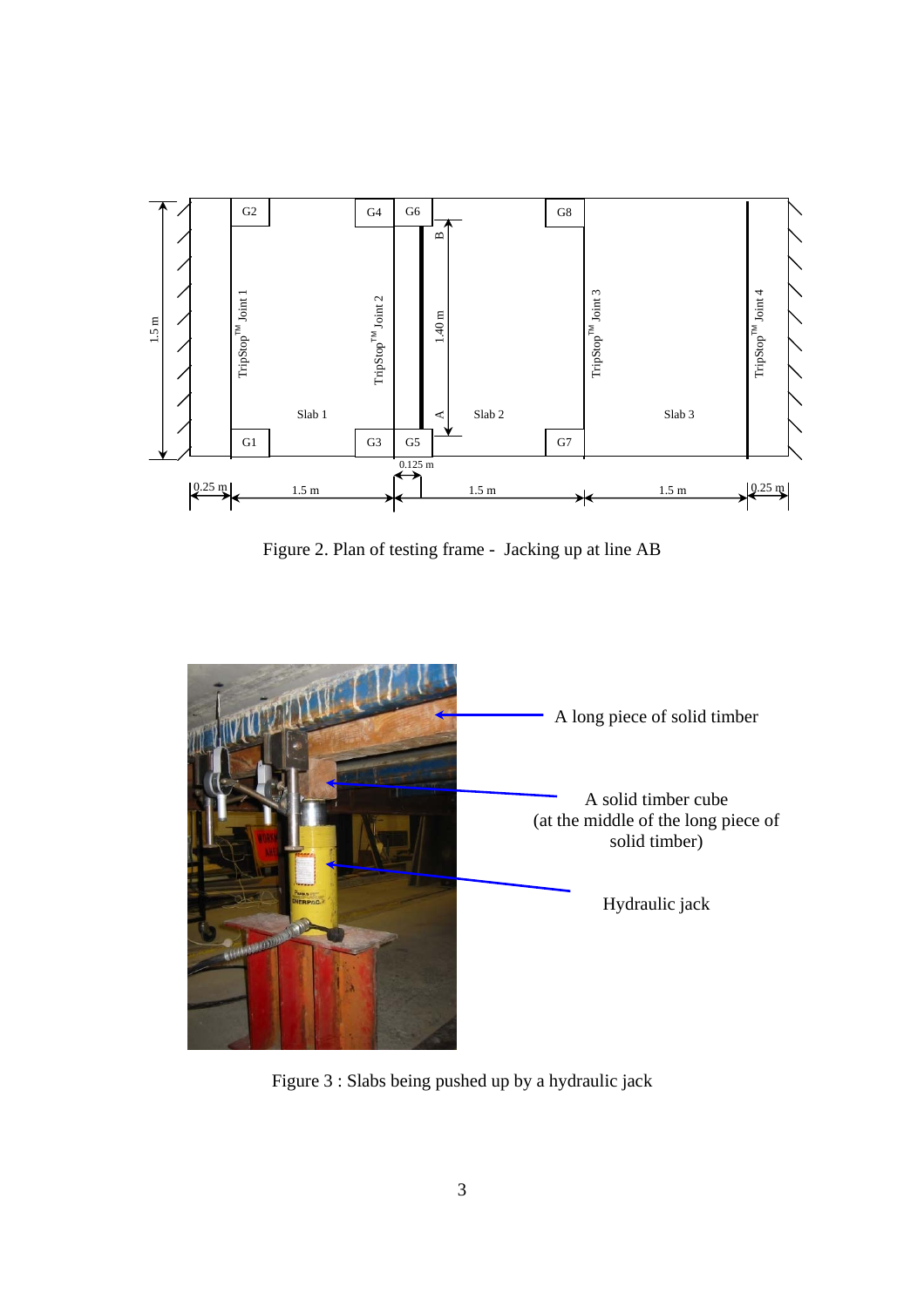Figure 2. Plan of testing frame - Jacking up at line AB

A long piece of solid timber

A solid timber cube
(at the middle of the long piece of solid timber)

Hydraulic jack

Figure 3 : Slabs being pushed up by a hydraulic jack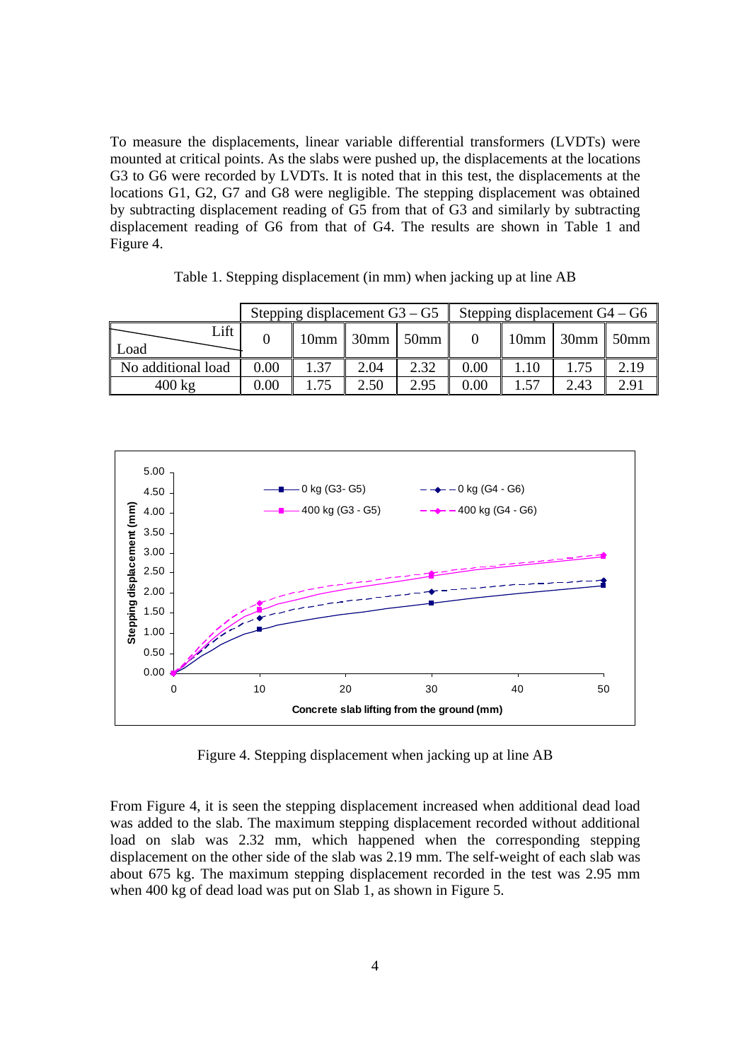To measure the displacements, linear variable differential transformers (LVDTs) were mounted at critical points. As the slabs were pushed up, the displacements at the locations G3 to G6 were recorded by LVDTs. It is noted that in this test, the displacements at the locations G1, G2, G7 and G8 were negligible. The stepping displacement was obtained by subtracting displacement reading of G5 from that of G3 and similarly by subtracting displacement reading of G6 from that of G4. The results are shown in Table 1 and Figure 4.

Table 1. Stepping displacement (in mm) when jacking up at line AB

| | Stepping displacement G3 – G5 | | | | Stepping displacement G4 – G6 | | | |
|---|---|---|---|---|---|---|---|---|
| Load \ Lift | 0 | 10mm | 30mm | 50mm | 0 | 10mm | 30mm | 50mm |
| No additional load | 0.00 | 1.37 | 2.04 | 2.32 | 0.00 | 1.10 | 1.75 | 2.19 |
| 400 kg | 0.00 | 1.75 | 2.50 | 2.95 | 0.00 | 1.57 | 2.43 | 2.91 |

Figure 4. Stepping displacement when jacking up at line AB

From Figure 4, it is seen the stepping displacement increased when additional dead load was added to the slab. The maximum stepping displacement recorded without additional load on slab was 2.32 mm, which happened when the corresponding stepping displacement on the other side of the slab was 2.19 mm. The self-weight of each slab was about 675 kg. The maximum stepping displacement recorded in the test was 2.95 mm when 400 kg of dead load was put on Slab 1, as shown in Figure 5.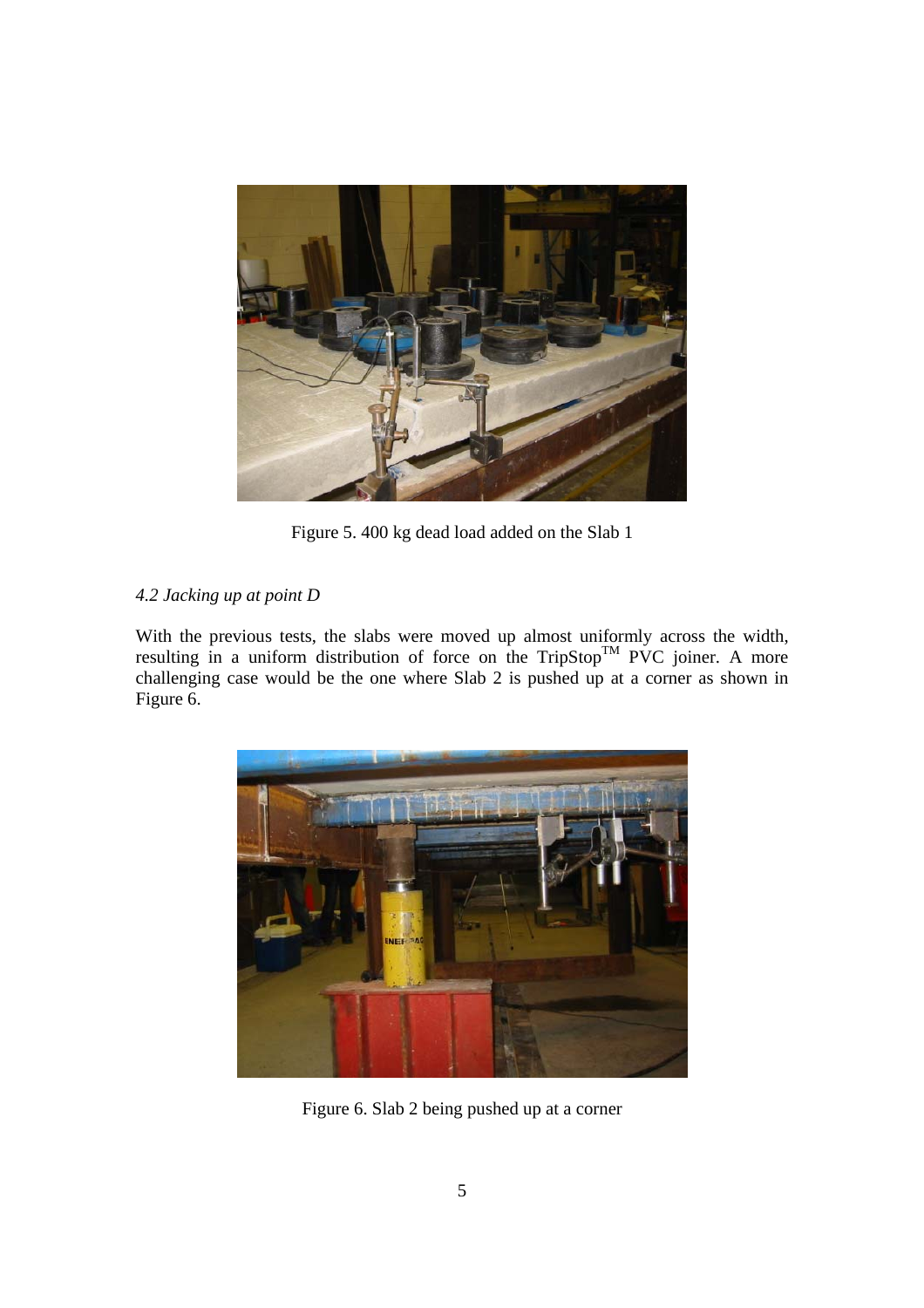Figure 5. 400 kg dead load added on the Slab 1

*4.2 Jacking up at point D*

With the previous tests, the slabs were moved up almost uniformly across the width, resulting in a uniform distribution of force on the TripStop[TM] PVC joiner. A more challenging case would be the one where Slab 2 is pushed up at a corner as shown in Figure 6.

Figure 6. Slab 2 being pushed up at a corner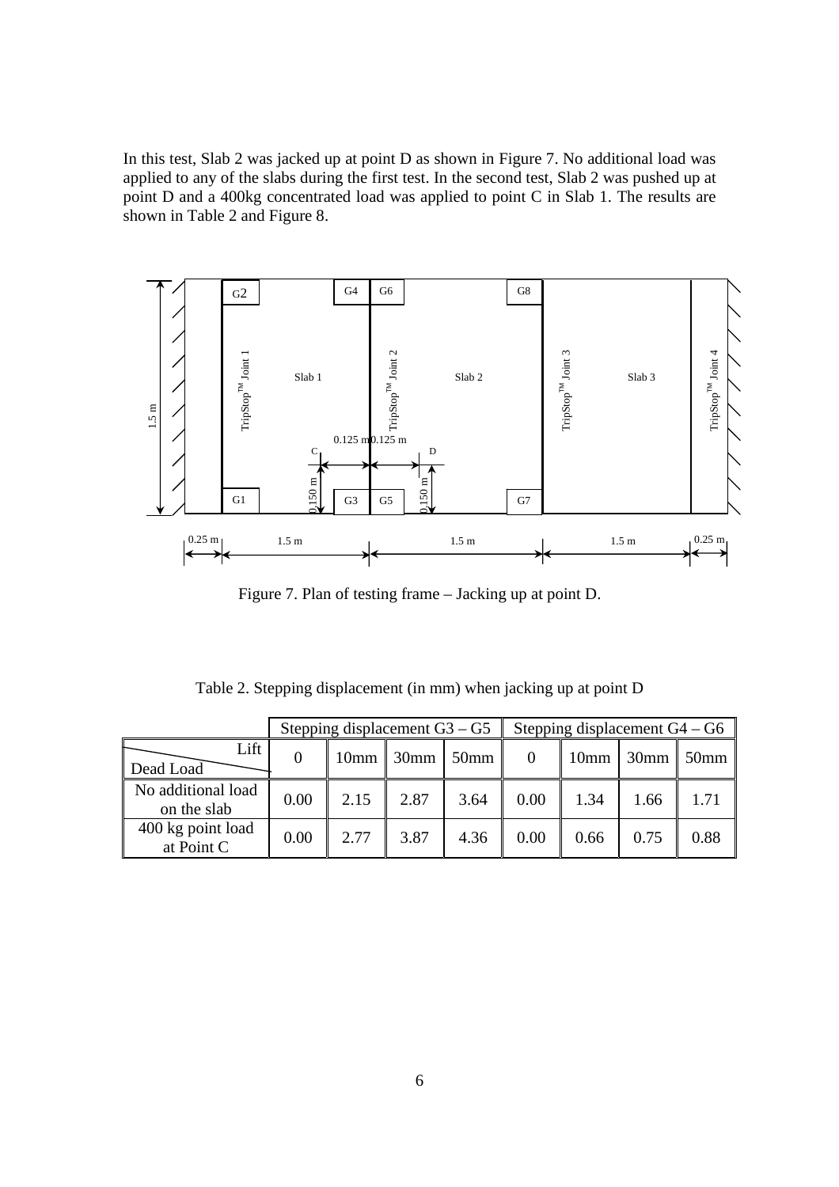In this test, Slab 2 was jacked up at point D as shown in Figure 7. No additional load was applied to any of the slabs during the first test. In the second test, Slab 2 was pushed up at point D and a 400kg concentrated load was applied to point C in Slab 1. The results are shown in Table 2 and Figure 8.

Figure 7. Plan of testing frame – Jacking up at point D.

Table 2. Stepping displacement (in mm) when jacking up at point D

| | Stepping displacement G3 – G5 | | | | Stepping displacement G4 – G6 | | | |
|---|---|---|---|---|---|---|---|---|
| Dead Load \ Lift | 0 | 10mm | 30mm | 50mm | 0 | 10mm | 30mm | 50mm |
| No additional load on the slab | 0.00 | 2.15 | 2.87 | 3.64 | 0.00 | 1.34 | 1.66 | 1.71 |
| 400 kg point load at Point C | 0.00 | 2.77 | 3.87 | 4.36 | 0.00 | 0.66 | 0.75 | 0.88 |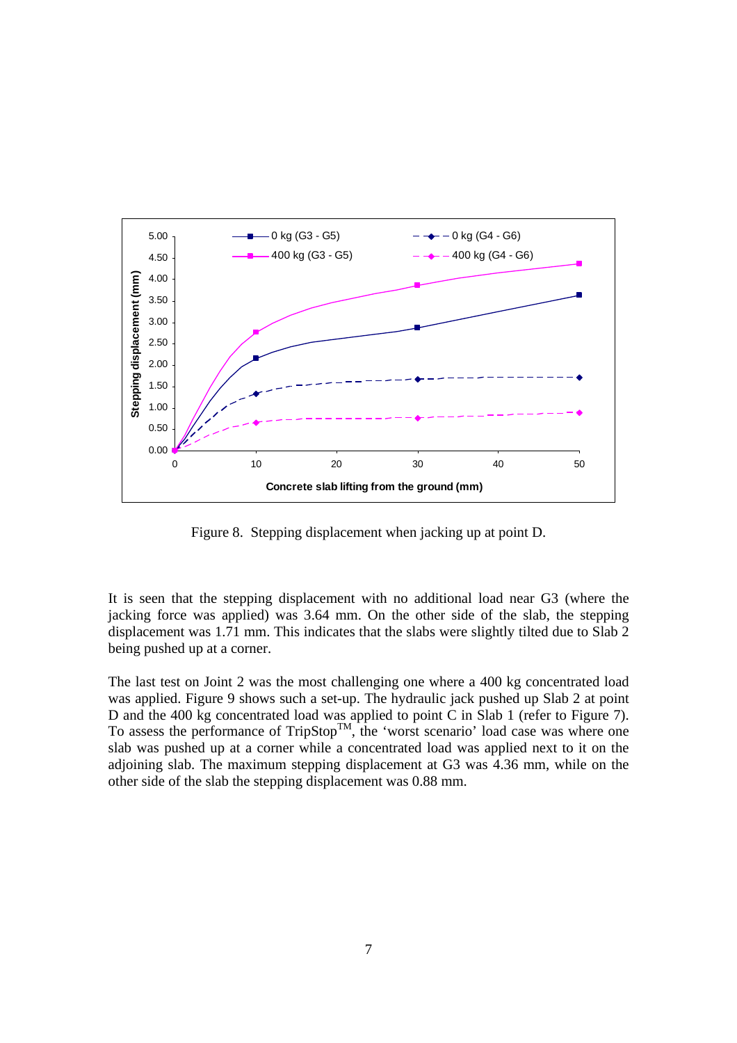Figure 8. Stepping displacement when jacking up at point D.

It is seen that the stepping displacement with no additional load near G3 (where the jacking force was applied) was 3.64 mm. On the other side of the slab, the stepping displacement was 1.71 mm. This indicates that the slabs were slightly tilted due to Slab 2 being pushed up at a corner.

The last test on Joint 2 was the most challenging one where a 400 kg concentrated load was applied. Figure 9 shows such a set-up. The hydraulic jack pushed up Slab 2 at point D and the 400 kg concentrated load was applied to point C in Slab 1 (refer to Figure 7). To assess the performance of TripStop™, the 'worst scenario' load case was where one slab was pushed up at a corner while a concentrated load was applied next to it on the adjoining slab. The maximum stepping displacement at G3 was 4.36 mm, while on the other side of the slab the stepping displacement was 0.88 mm.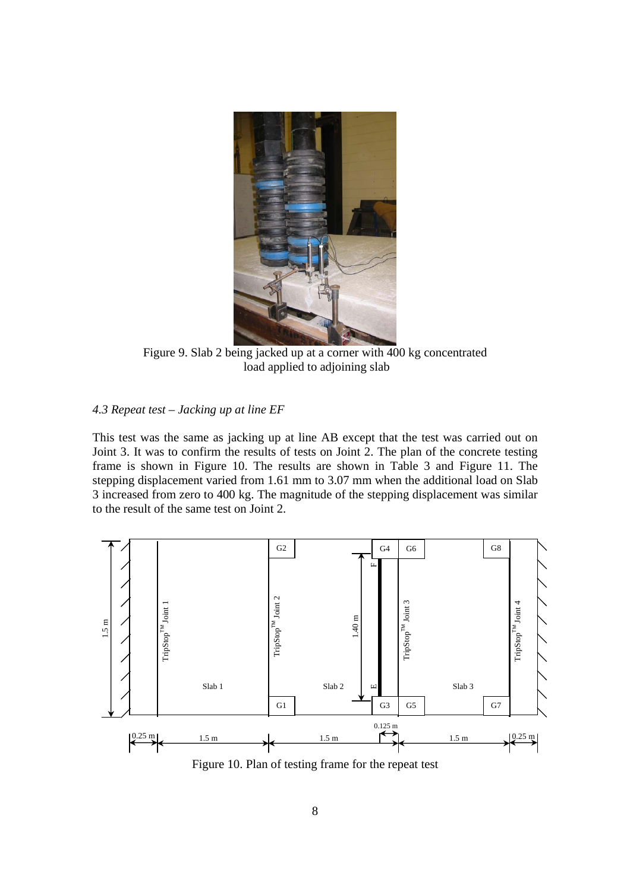Figure 9. Slab 2 being jacked up at a corner with 400 kg concentrated load applied to adjoining slab

### *4.3 Repeat test – Jacking up at line EF*

This test was the same as jacking up at line AB except that the test was carried out on Joint 3. It was to confirm the results of tests on Joint 2. The plan of the concrete testing frame is shown in Figure 10. The results are shown in Table 3 and Figure 11. The stepping displacement varied from 1.61 mm to 3.07 mm when the additional load on Slab 3 increased from zero to 400 kg. The magnitude of the stepping displacement was similar to the result of the same test on Joint 2.

Figure 10. Plan of testing frame for the repeat test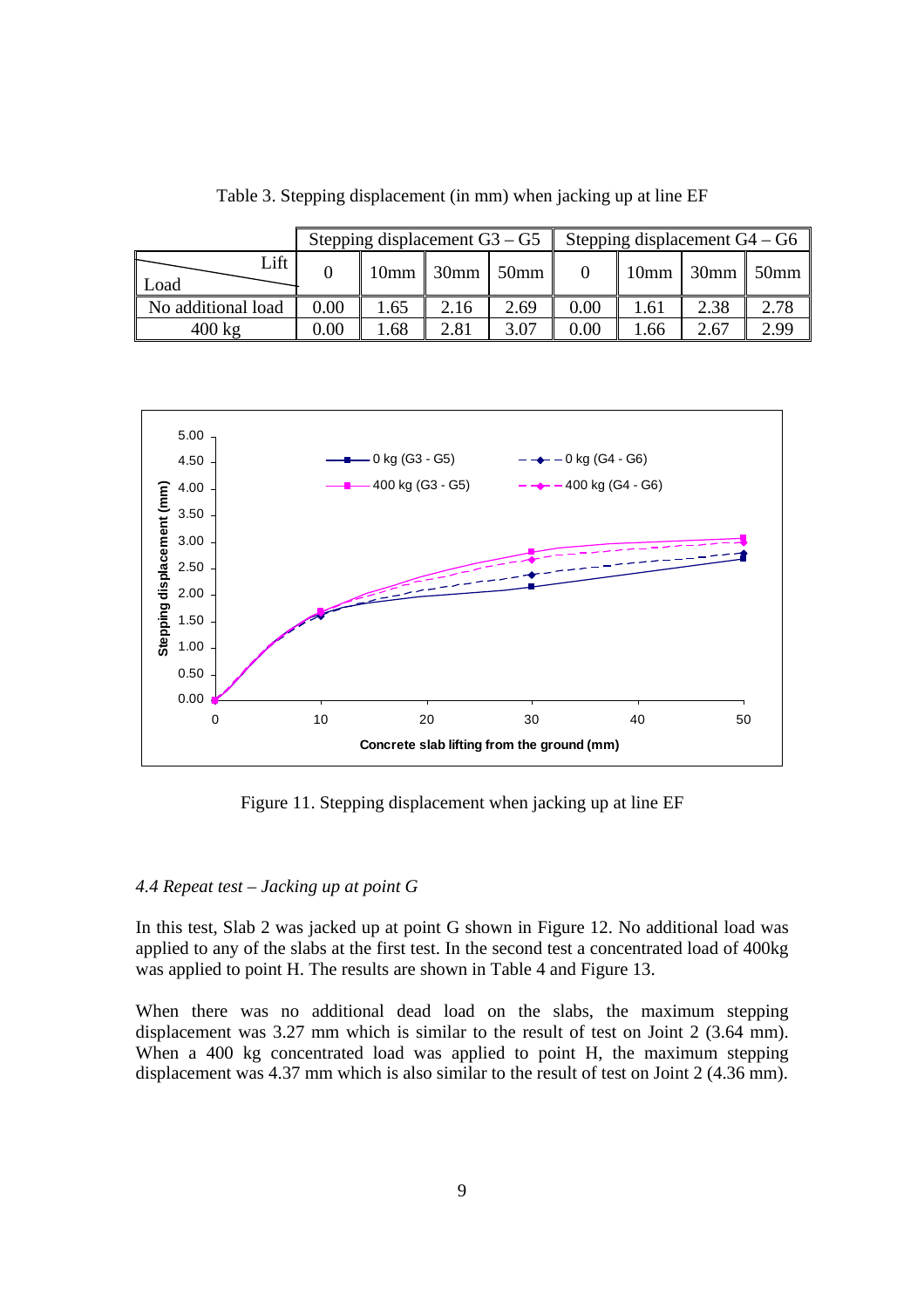Table 3. Stepping displacement (in mm) when jacking up at line EF

| Lift / Load | Stepping displacement G3 – G5 | | | | Stepping displacement G4 – G6 | | | |
|---|---|---|---|---|---|---|---|---|
| | 0 | 10mm | 30mm | 50mm | 0 | 10mm | 30mm | 50mm |
| No additional load | 0.00 | 1.65 | 2.16 | 2.69 | 0.00 | 1.61 | 2.38 | 2.78 |
| 400 kg | 0.00 | 1.68 | 2.81 | 3.07 | 0.00 | 1.66 | 2.67 | 2.99 |

Figure 11. Stepping displacement when jacking up at line EF

*4.4 Repeat test – Jacking up at point G*

In this test, Slab 2 was jacked up at point G shown in Figure 12. No additional load was applied to any of the slabs at the first test. In the second test a concentrated load of 400kg was applied to point H. The results are shown in Table 4 and Figure 13.

When there was no additional dead load on the slabs, the maximum stepping displacement was 3.27 mm which is similar to the result of test on Joint 2 (3.64 mm). When a 400 kg concentrated load was applied to point H, the maximum stepping displacement was 4.37 mm which is also similar to the result of test on Joint 2 (4.36 mm).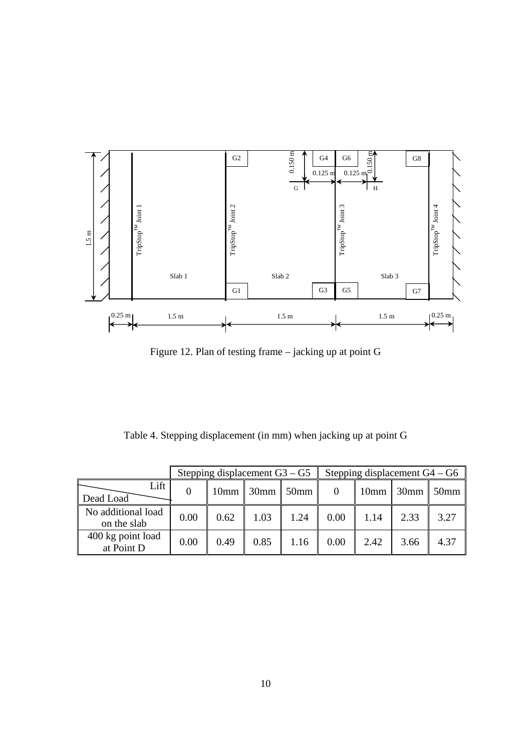Figure 12. Plan of testing frame – jacking up at point G

Table 4. Stepping displacement (in mm) when jacking up at point G

| | Stepping displacement G3 – G5 | | | | Stepping displacement G4 – G6 | | | |
|---|---|---|---|---|---|---|---|---|
| Dead Load \ Lift | 0 | 10mm | 30mm | 50mm | 0 | 10mm | 30mm | 50mm |
| No additional load on the slab | 0.00 | 0.62 | 1.03 | 1.24 | 0.00 | 1.14 | 2.33 | 3.27 |
| 400 kg point load at Point D | 0.00 | 0.49 | 0.85 | 1.16 | 0.00 | 2.42 | 3.66 | 4.37 |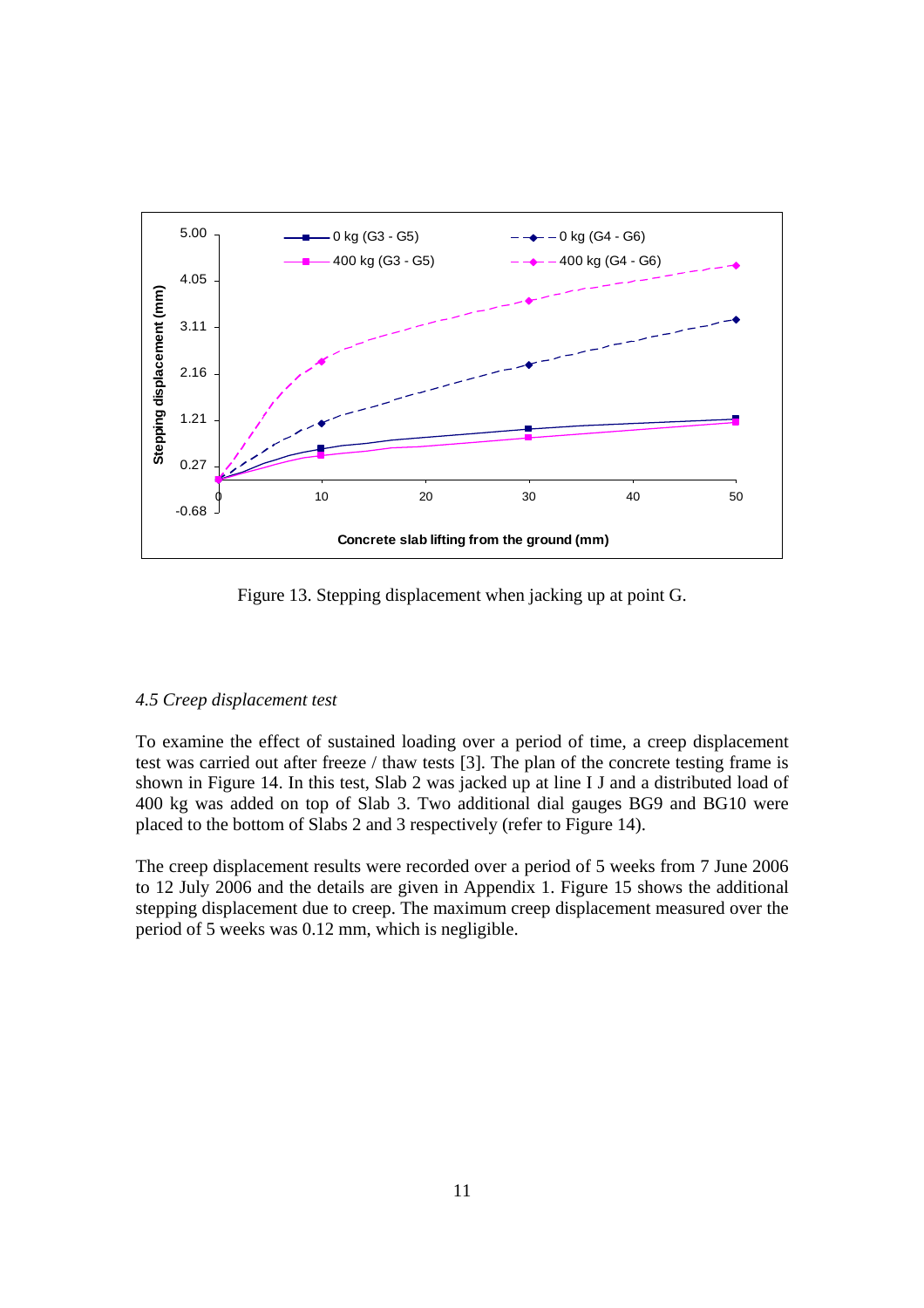Figure 13. Stepping displacement when jacking up at point G.

*4.5 Creep displacement test*

To examine the effect of sustained loading over a period of time, a creep displacement test was carried out after freeze / thaw tests [3]. The plan of the concrete testing frame is shown in Figure 14. In this test, Slab 2 was jacked up at line I J and a distributed load of 400 kg was added on top of Slab 3. Two additional dial gauges BG9 and BG10 were placed to the bottom of Slabs 2 and 3 respectively (refer to Figure 14).

The creep displacement results were recorded over a period of 5 weeks from 7 June 2006 to 12 July 2006 and the details are given in Appendix 1. Figure 15 shows the additional stepping displacement due to creep. The maximum creep displacement measured over the period of 5 weeks was 0.12 mm, which is negligible.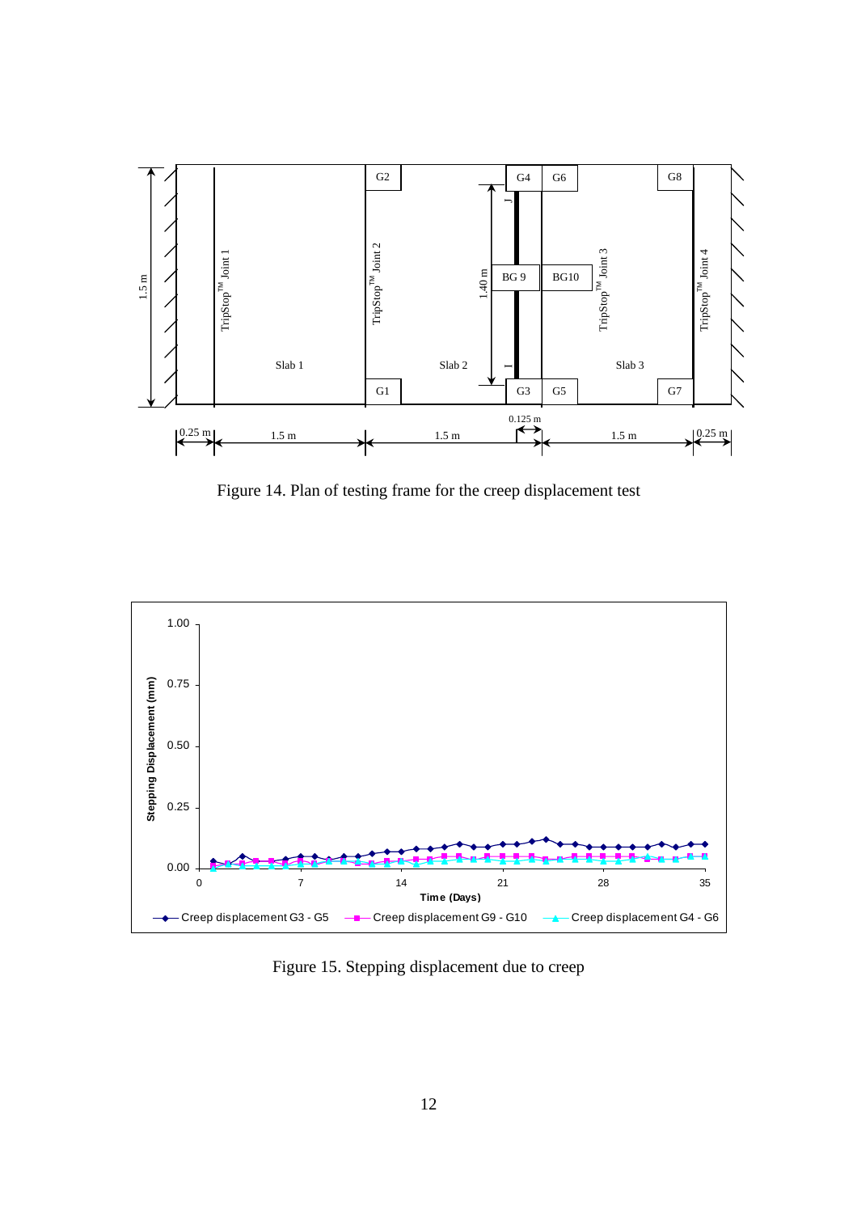Figure 14. Plan of testing frame for the creep displacement test

Figure 15. Stepping displacement due to creep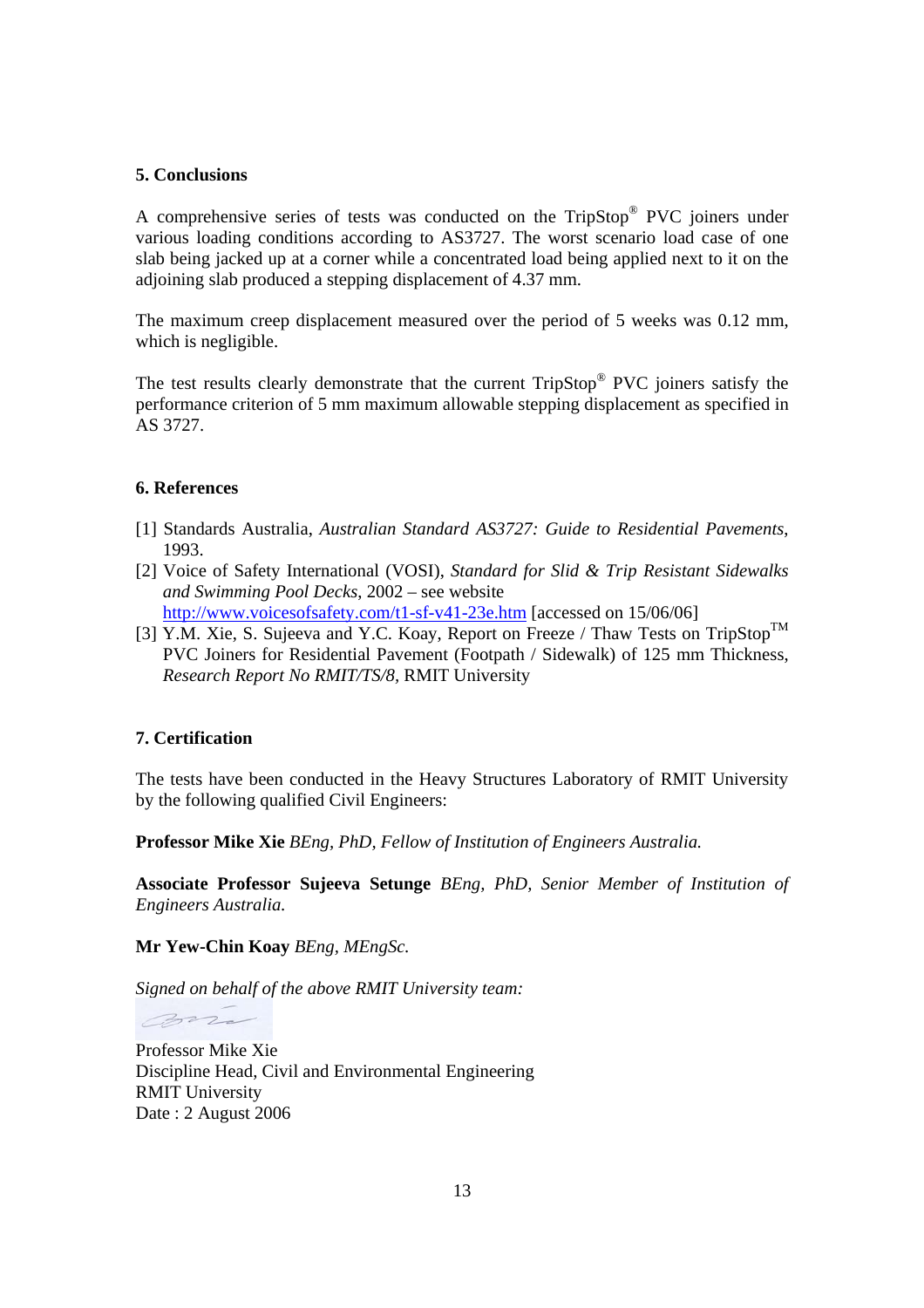## 5. Conclusions

A comprehensive series of tests was conducted on the TripStop® PVC joiners under various loading conditions according to AS3727. The worst scenario load case of one slab being jacked up at a corner while a concentrated load being applied next to it on the adjoining slab produced a stepping displacement of 4.37 mm.

The maximum creep displacement measured over the period of 5 weeks was 0.12 mm, which is negligible.

The test results clearly demonstrate that the current TripStop® PVC joiners satisfy the performance criterion of 5 mm maximum allowable stepping displacement as specified in AS 3727.

## 6. References

[1] Standards Australia, *Australian Standard AS3727: Guide to Residential Pavements*, 1993.

[2] Voice of Safety International (VOSI), *Standard for Slid & Trip Resistant Sidewalks and Swimming Pool Decks*, 2002 – see website http://www.voicesofsafety.com/t1-sf-v41-23e.htm [accessed on 15/06/06]

[3] Y.M. Xie, S. Sujeeva and Y.C. Koay, Report on Freeze / Thaw Tests on TripStop™ PVC Joiners for Residential Pavement (Footpath / Sidewalk) of 125 mm Thickness, *Research Report No RMIT/TS/8*, RMIT University

## 7. Certification

The tests have been conducted in the Heavy Structures Laboratory of RMIT University by the following qualified Civil Engineers:

**Professor Mike Xie** *BEng, PhD, Fellow of Institution of Engineers Australia.*

**Associate Professor Sujeeva Setunge** *BEng, PhD, Senior Member of Institution of Engineers Australia.*

**Mr Yew-Chin Koay** *BEng, MEngSc.*

*Signed on behalf of the above RMIT University team:*

Professor Mike Xie
Discipline Head, Civil and Environmental Engineering
RMIT University
Date : 2 August 2006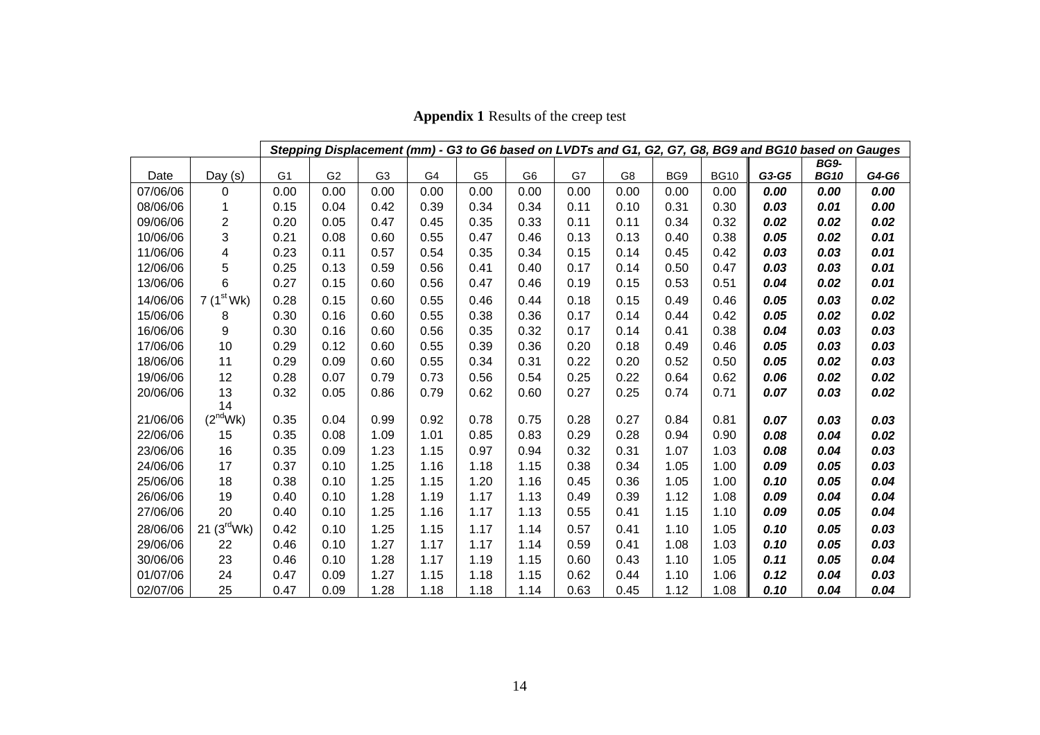**Appendix 1** Results of the creep test

| | | Stepping Displacement (mm) - G3 to G6 based on LVDTs and G1, G2, G7, G8, BG9 and BG10 based on Gauges | | | | | | | | | | | | |
|---|---|---|---|---|---|---|---|---|---|---|---|---|---|---|
| Date | Day (s) | G1 | G2 | G3 | G4 | G5 | G6 | G7 | G8 | BG9 | BG10 | ***G3-G5*** | ***BG9-BG10*** | ***G4-G6*** |
| 07/06/06 | 0 | 0.00 | 0.00 | 0.00 | 0.00 | 0.00 | 0.00 | 0.00 | 0.00 | 0.00 | 0.00 | ***0.00*** | ***0.00*** | ***0.00*** |
| 08/06/06 | 1 | 0.15 | 0.04 | 0.42 | 0.39 | 0.34 | 0.34 | 0.11 | 0.10 | 0.31 | 0.30 | ***0.03*** | ***0.01*** | ***0.00*** |
| 09/06/06 | 2 | 0.20 | 0.05 | 0.47 | 0.45 | 0.35 | 0.33 | 0.11 | 0.11 | 0.34 | 0.32 | ***0.02*** | ***0.02*** | ***0.02*** |
| 10/06/06 | 3 | 0.21 | 0.08 | 0.60 | 0.55 | 0.47 | 0.46 | 0.13 | 0.13 | 0.40 | 0.38 | ***0.05*** | ***0.02*** | ***0.01*** |
| 11/06/06 | 4 | 0.23 | 0.11 | 0.57 | 0.54 | 0.35 | 0.34 | 0.15 | 0.14 | 0.45 | 0.42 | ***0.03*** | ***0.03*** | ***0.01*** |
| 12/06/06 | 5 | 0.25 | 0.13 | 0.59 | 0.56 | 0.41 | 0.40 | 0.17 | 0.14 | 0.50 | 0.47 | ***0.03*** | ***0.03*** | ***0.01*** |
| 13/06/06 | 6 | 0.27 | 0.15 | 0.60 | 0.56 | 0.47 | 0.46 | 0.19 | 0.15 | 0.53 | 0.51 | ***0.04*** | ***0.02*** | ***0.01*** |
| 14/06/06 | 7 (1st Wk) | 0.28 | 0.15 | 0.60 | 0.55 | 0.46 | 0.44 | 0.18 | 0.15 | 0.49 | 0.46 | ***0.05*** | ***0.03*** | ***0.02*** |
| 15/06/06 | 8 | 0.30 | 0.16 | 0.60 | 0.55 | 0.38 | 0.36 | 0.17 | 0.14 | 0.44 | 0.42 | ***0.05*** | ***0.02*** | ***0.02*** |
| 16/06/06 | 9 | 0.30 | 0.16 | 0.60 | 0.56 | 0.35 | 0.32 | 0.17 | 0.14 | 0.41 | 0.38 | ***0.04*** | ***0.03*** | ***0.03*** |
| 17/06/06 | 10 | 0.29 | 0.12 | 0.60 | 0.55 | 0.39 | 0.36 | 0.20 | 0.18 | 0.49 | 0.46 | ***0.05*** | ***0.03*** | ***0.03*** |
| 18/06/06 | 11 | 0.29 | 0.09 | 0.60 | 0.55 | 0.34 | 0.31 | 0.22 | 0.20 | 0.52 | 0.50 | ***0.05*** | ***0.02*** | ***0.03*** |
| 19/06/06 | 12 | 0.28 | 0.07 | 0.79 | 0.73 | 0.56 | 0.54 | 0.25 | 0.22 | 0.64 | 0.62 | ***0.06*** | ***0.02*** | ***0.02*** |
| 20/06/06 | 13 | 0.32 | 0.05 | 0.86 | 0.79 | 0.62 | 0.60 | 0.27 | 0.25 | 0.74 | 0.71 | ***0.07*** | ***0.03*** | ***0.02*** |
| 21/06/06 | 14 (2nd Wk) | 0.35 | 0.04 | 0.99 | 0.92 | 0.78 | 0.75 | 0.28 | 0.27 | 0.84 | 0.81 | ***0.07*** | ***0.03*** | ***0.03*** |
| 22/06/06 | 15 | 0.35 | 0.08 | 1.09 | 1.01 | 0.85 | 0.83 | 0.29 | 0.28 | 0.94 | 0.90 | ***0.08*** | ***0.04*** | ***0.02*** |
| 23/06/06 | 16 | 0.35 | 0.09 | 1.23 | 1.15 | 0.97 | 0.94 | 0.32 | 0.31 | 1.07 | 1.03 | ***0.08*** | ***0.04*** | ***0.03*** |
| 24/06/06 | 17 | 0.37 | 0.10 | 1.25 | 1.16 | 1.18 | 1.15 | 0.38 | 0.34 | 1.05 | 1.00 | ***0.09*** | ***0.05*** | ***0.03*** |
| 25/06/06 | 18 | 0.38 | 0.10 | 1.25 | 1.15 | 1.20 | 1.16 | 0.45 | 0.36 | 1.05 | 1.00 | ***0.10*** | ***0.05*** | ***0.04*** |
| 26/06/06 | 19 | 0.40 | 0.10 | 1.28 | 1.19 | 1.17 | 1.13 | 0.49 | 0.39 | 1.12 | 1.08 | ***0.09*** | ***0.04*** | ***0.04*** |
| 27/06/06 | 20 | 0.40 | 0.10 | 1.25 | 1.16 | 1.17 | 1.13 | 0.55 | 0.41 | 1.15 | 1.10 | ***0.09*** | ***0.05*** | ***0.04*** |
| 28/06/06 | 21 (3rd Wk) | 0.42 | 0.10 | 1.25 | 1.15 | 1.17 | 1.14 | 0.57 | 0.41 | 1.10 | 1.05 | ***0.10*** | ***0.05*** | ***0.03*** |
| 29/06/06 | 22 | 0.46 | 0.10 | 1.27 | 1.17 | 1.17 | 1.14 | 0.59 | 0.41 | 1.08 | 1.03 | ***0.10*** | ***0.05*** | ***0.03*** |
| 30/06/06 | 23 | 0.46 | 0.10 | 1.28 | 1.17 | 1.19 | 1.15 | 0.60 | 0.43 | 1.10 | 1.05 | ***0.11*** | ***0.05*** | ***0.04*** |
| 01/07/06 | 24 | 0.47 | 0.09 | 1.27 | 1.15 | 1.18 | 1.15 | 0.62 | 0.44 | 1.10 | 1.06 | ***0.12*** | ***0.04*** | ***0.03*** |
| 02/07/06 | 25 | 0.47 | 0.09 | 1.28 | 1.18 | 1.18 | 1.14 | 0.63 | 0.45 | 1.12 | 1.08 | ***0.10*** | ***0.04*** | ***0.04*** |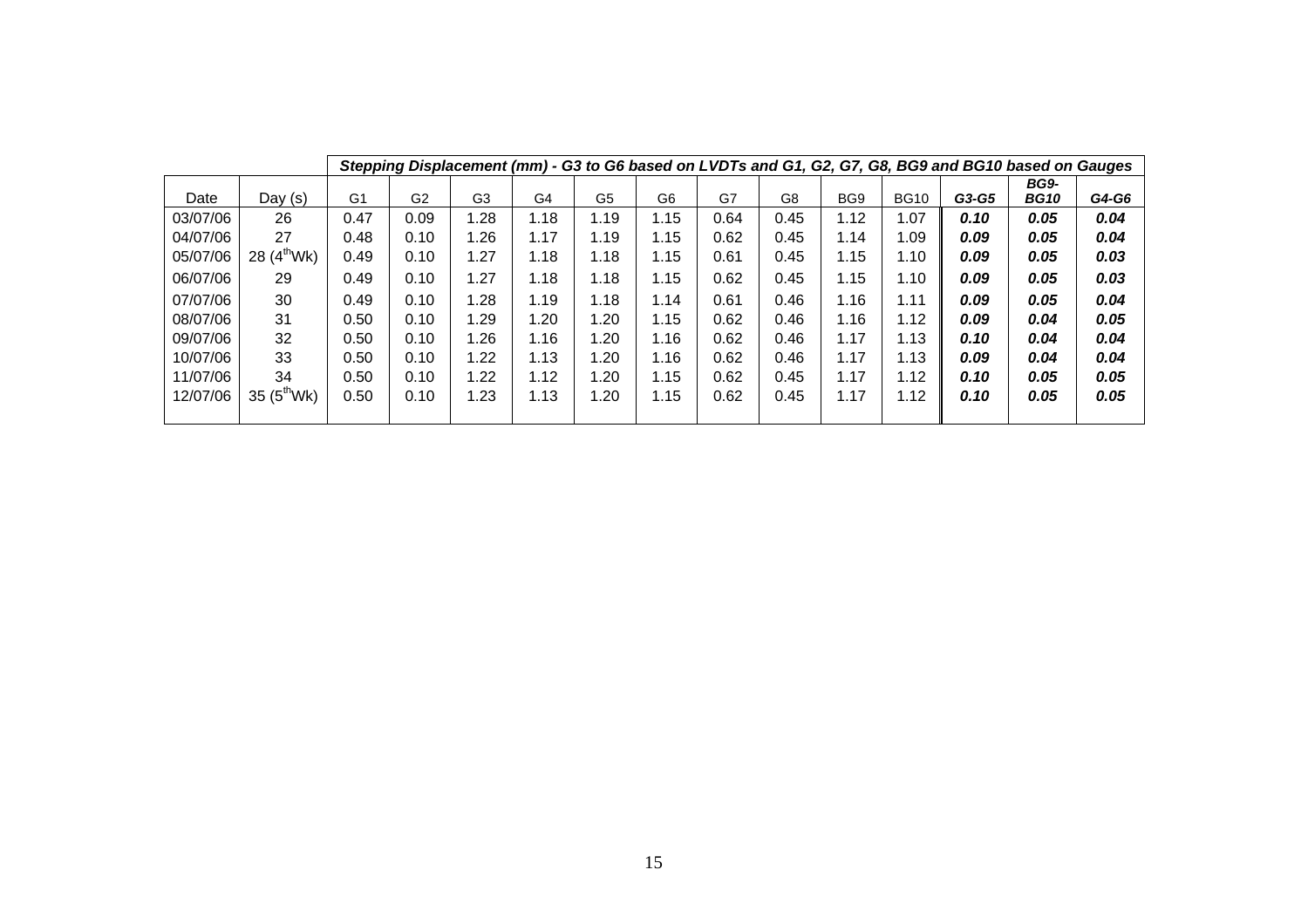| | | ***Stepping Displacement (mm) - G3 to G6 based on LVDTs and G1, G2, G7, G8, BG9 and BG10 based on Gauges*** | | | | | | | | | | | | |
|---|---|---|---|---|---|---|---|---|---|---|---|---|---|---|
| Date | Day (s) | G1 | G2 | G3 | G4 | G5 | G6 | G7 | G8 | BG9 | BG10 | ***G3-G5*** | ***BG9-BG10*** | ***G4-G6*** |
| 03/07/06 | 26 | 0.47 | 0.09 | 1.28 | 1.18 | 1.19 | 1.15 | 0.64 | 0.45 | 1.12 | 1.07 | ***0.10*** | ***0.05*** | ***0.04*** |
| 04/07/06 | 27 | 0.48 | 0.10 | 1.26 | 1.17 | 1.19 | 1.15 | 0.62 | 0.45 | 1.14 | 1.09 | ***0.09*** | ***0.05*** | ***0.04*** |
| 05/07/06 | 28 (4$^{th}$Wk) | 0.49 | 0.10 | 1.27 | 1.18 | 1.18 | 1.15 | 0.61 | 0.45 | 1.15 | 1.10 | ***0.09*** | ***0.05*** | ***0.03*** |
| 06/07/06 | 29 | 0.49 | 0.10 | 1.27 | 1.18 | 1.18 | 1.15 | 0.62 | 0.45 | 1.15 | 1.10 | ***0.09*** | ***0.05*** | ***0.03*** |
| 07/07/06 | 30 | 0.49 | 0.10 | 1.28 | 1.19 | 1.18 | 1.14 | 0.61 | 0.46 | 1.16 | 1.11 | ***0.09*** | ***0.05*** | ***0.04*** |
| 08/07/06 | 31 | 0.50 | 0.10 | 1.29 | 1.20 | 1.20 | 1.15 | 0.62 | 0.46 | 1.16 | 1.12 | ***0.09*** | ***0.04*** | ***0.05*** |
| 09/07/06 | 32 | 0.50 | 0.10 | 1.26 | 1.16 | 1.20 | 1.16 | 0.62 | 0.46 | 1.17 | 1.13 | ***0.10*** | ***0.04*** | ***0.04*** |
| 10/07/06 | 33 | 0.50 | 0.10 | 1.22 | 1.13 | 1.20 | 1.16 | 0.62 | 0.46 | 1.17 | 1.13 | ***0.09*** | ***0.04*** | ***0.04*** |
| 11/07/06 | 34 | 0.50 | 0.10 | 1.22 | 1.12 | 1.20 | 1.15 | 0.62 | 0.45 | 1.17 | 1.12 | ***0.10*** | ***0.05*** | ***0.05*** |
| 12/07/06 | 35 (5$^{th}$Wk) | 0.50 | 0.10 | 1.23 | 1.13 | 1.20 | 1.15 | 0.62 | 0.45 | 1.17 | 1.12 | ***0.10*** | ***0.05*** | ***0.05*** |